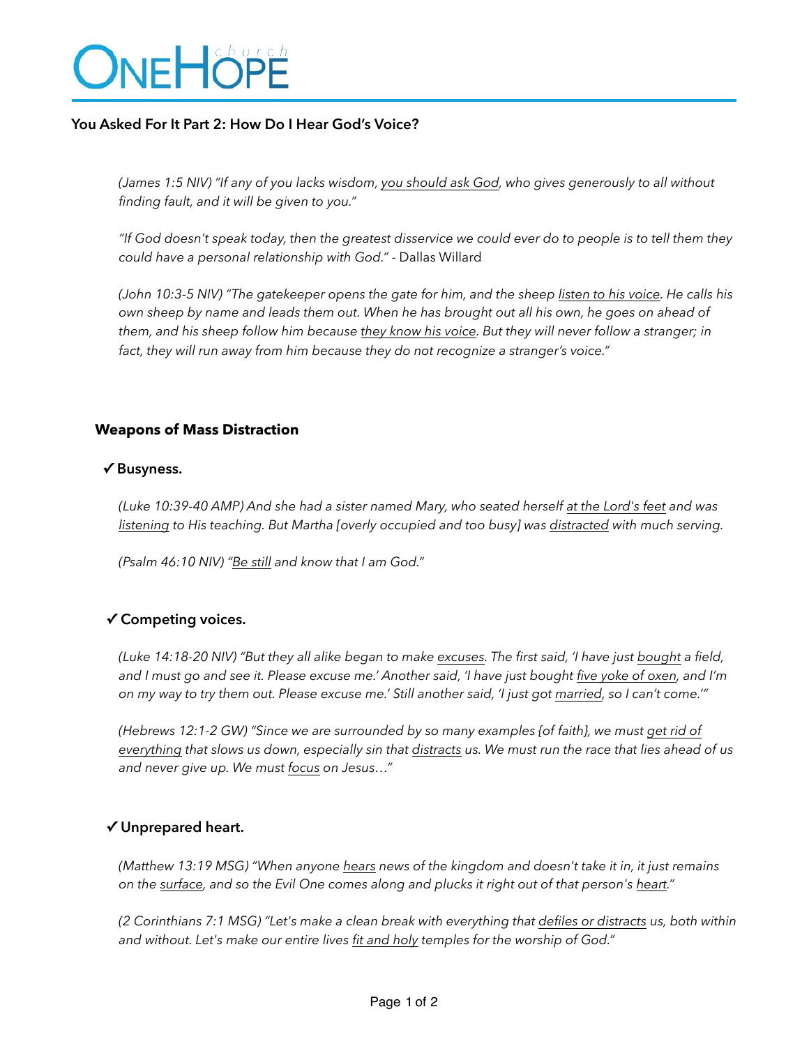# ONEHOPE church

## You Asked For It Part 2: How Do I Hear God's Voice?

*(James 1:5 NIV) "If any of you lacks wisdom, you should ask God, who gives generously to all without finding fault, and it will be given to you."*

*"If God doesn't speak today, then the greatest disservice we could ever do to people is to tell them they could have a personal relationship with God."* - Dallas Willard

*(John 10:3-5 NIV) "The gatekeeper opens the gate for him, and the sheep listen to his voice. He calls his own sheep by name and leads them out. When he has brought out all his own, he goes on ahead of them, and his sheep follow him because they know his voice. But they will never follow a stranger; in fact, they will run away from him because they do not recognize a stranger's voice."*

### Weapons of Mass Distraction

**✓ Busyness.**

*(Luke 10:39-40 AMP) And she had a sister named Mary, who seated herself at the Lord's feet and was listening to His teaching. But Martha [overly occupied and too busy] was distracted with much serving.*

*(Psalm 46:10 NIV) "Be still and know that I am God."*

**✓ Competing voices.**

*(Luke 14:18-20 NIV) "But they all alike began to make excuses. The first said, 'I have just bought a field, and I must go and see it. Please excuse me.' Another said, 'I have just bought five yoke of oxen, and I'm on my way to try them out. Please excuse me.' Still another said, 'I just got married, so I can't come.'"*

*(Hebrews 12:1-2 GW) "Since we are surrounded by so many examples {of faith}, we must get rid of everything that slows us down, especially sin that distracts us. We must run the race that lies ahead of us and never give up. We must focus on Jesus…"*

**✓ Unprepared heart.**

*(Matthew 13:19 MSG) "When anyone hears news of the kingdom and doesn't take it in, it just remains on the surface, and so the Evil One comes along and plucks it right out of that person's heart."*

*(2 Corinthians 7:1 MSG) "Let's make a clean break with everything that defiles or distracts us, both within and without. Let's make our entire lives fit and holy temples for the worship of God."*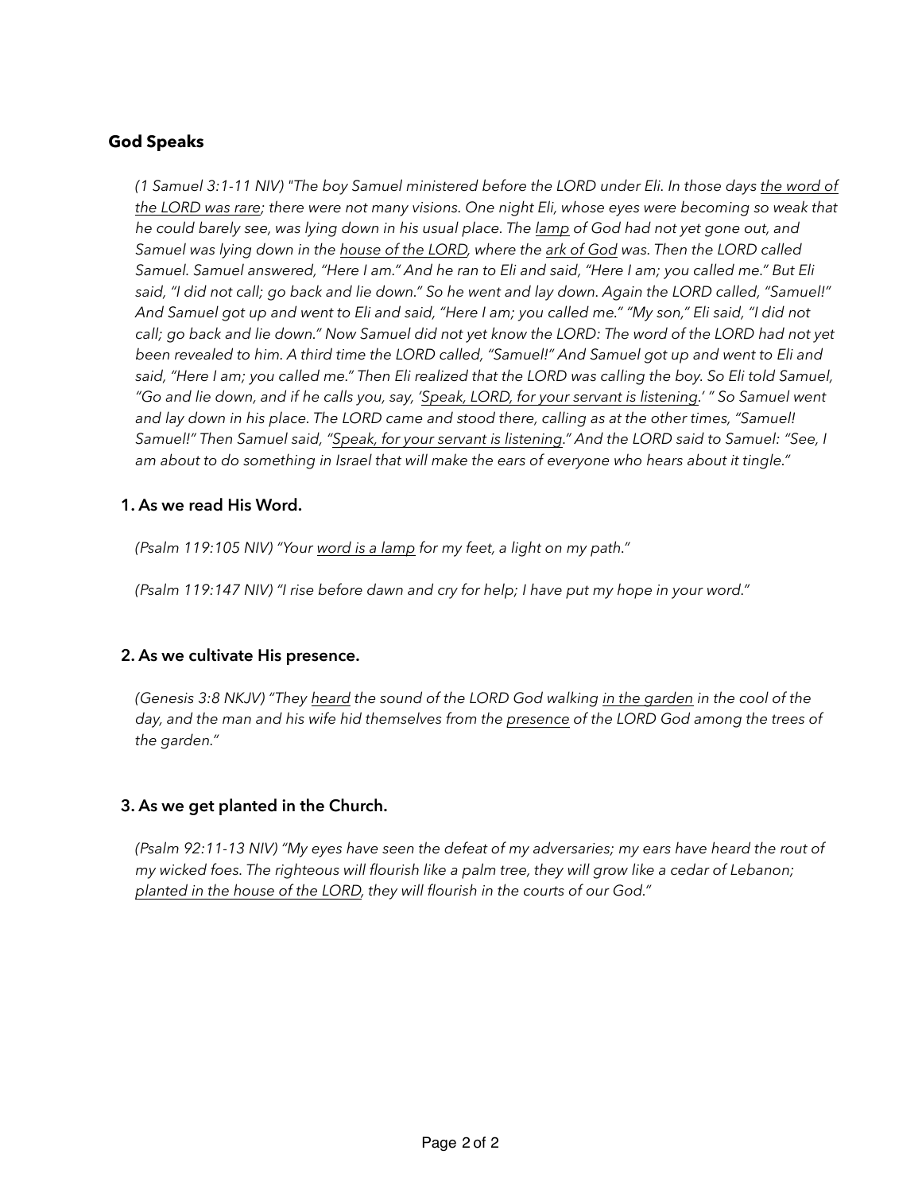**God Speaks**

*(1 Samuel 3:1-11 NIV) "The boy Samuel ministered before the LORD under Eli. In those days <u>the word of the LORD was rare</u>; there were not many visions. One night Eli, whose eyes were becoming so weak that he could barely see, was lying down in his usual place. The <u>lamp</u> of God had not yet gone out, and Samuel was lying down in the <u>house of the LORD</u>, where the <u>ark of God</u> was. Then the LORD called Samuel. Samuel answered, "Here I am." And he ran to Eli and said, "Here I am; you called me." But Eli said, "I did not call; go back and lie down." So he went and lay down. Again the LORD called, "Samuel!" And Samuel got up and went to Eli and said, "Here I am; you called me." "My son," Eli said, "I did not call; go back and lie down." Now Samuel did not yet know the LORD: The word of the LORD had not yet been revealed to him. A third time the LORD called, "Samuel!" And Samuel got up and went to Eli and said, "Here I am; you called me." Then Eli realized that the LORD was calling the boy. So Eli told Samuel, "Go and lie down, and if he calls you, say, '<u>Speak, LORD, for your servant is listening</u>.' " So Samuel went and lay down in his place. The LORD came and stood there, calling as at the other times, "Samuel! Samuel!" Then Samuel said, "<u>Speak, for your servant is listening</u>." And the LORD said to Samuel: "See, I am about to do something in Israel that will make the ears of everyone who hears about it tingle."*

1. **As we read His Word.**

   *(Psalm 119:105 NIV) "Your <u>word is a lamp</u> for my feet, a light on my path."*

   *(Psalm 119:147 NIV) "I rise before dawn and cry for help; I have put my hope in your word."*

2. **As we cultivate His presence.**

   *(Genesis 3:8 NKJV) "They <u>heard</u> the sound of the LORD God walking <u>in the garden</u> in the cool of the day, and the man and his wife hid themselves from the <u>presence</u> of the LORD God among the trees of the garden."*

3. **As we get planted in the Church.**

   *(Psalm 92:11-13 NIV) "My eyes have seen the defeat of my adversaries; my ears have heard the rout of my wicked foes. The righteous will flourish like a palm tree, they will grow like a cedar of Lebanon; <u>planted in the house of the LORD</u>, they will flourish in the courts of our God."*